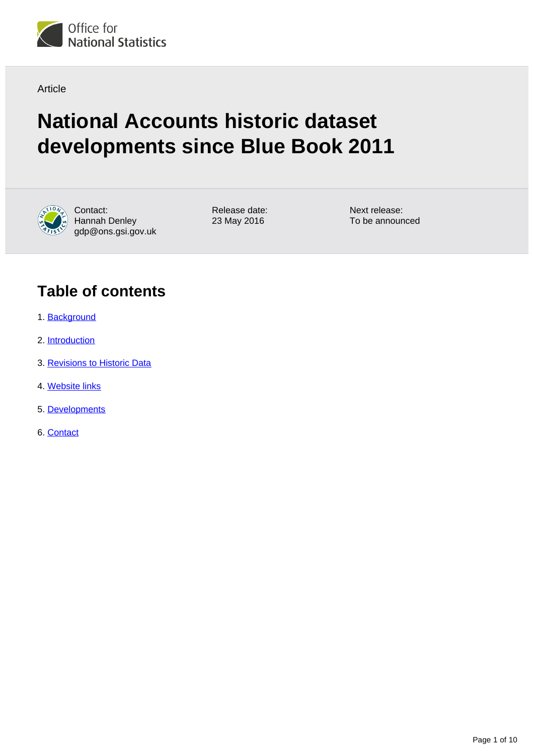Article

# National Accounts historic dataset developments since Blue Book 2011

Contact:
Hannah Denley
gdp@ons.gsi.gov.uk

Release date:
23 May 2016

Next release:
To be announced

## Table of contents

1. Background
2. Introduction
3. Revisions to Historic Data
4. Website links
5. Developments
6. Contact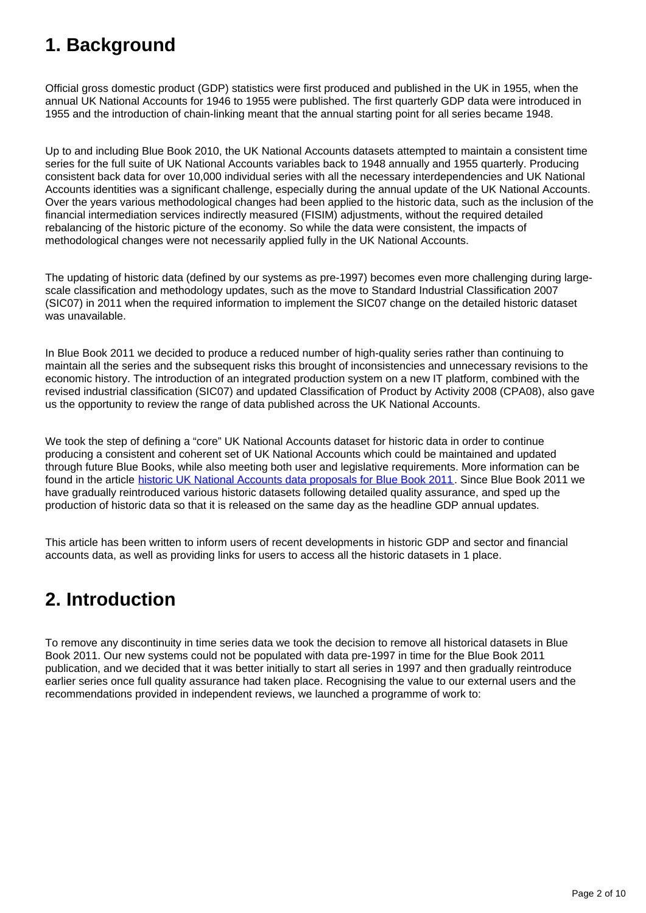## 1. Background

Official gross domestic product (GDP) statistics were first produced and published in the UK in 1955, when the annual UK National Accounts for 1946 to 1955 were published. The first quarterly GDP data were introduced in 1955 and the introduction of chain-linking meant that the annual starting point for all series became 1948.

Up to and including Blue Book 2010, the UK National Accounts datasets attempted to maintain a consistent time series for the full suite of UK National Accounts variables back to 1948 annually and 1955 quarterly. Producing consistent back data for over 10,000 individual series with all the necessary interdependencies and UK National Accounts identities was a significant challenge, especially during the annual update of the UK National Accounts. Over the years various methodological changes had been applied to the historic data, such as the inclusion of the financial intermediation services indirectly measured (FISIM) adjustments, without the required detailed rebalancing of the historic picture of the economy. So while the data were consistent, the impacts of methodological changes were not necessarily applied fully in the UK National Accounts.

The updating of historic data (defined by our systems as pre-1997) becomes even more challenging during large-scale classification and methodology updates, such as the move to Standard Industrial Classification 2007 (SIC07) in 2011 when the required information to implement the SIC07 change on the detailed historic dataset was unavailable.

In Blue Book 2011 we decided to produce a reduced number of high-quality series rather than continuing to maintain all the series and the subsequent risks this brought of inconsistencies and unnecessary revisions to the economic history. The introduction of an integrated production system on a new IT platform, combined with the revised industrial classification (SIC07) and updated Classification of Product by Activity 2008 (CPA08), also gave us the opportunity to review the range of data published across the UK National Accounts.

We took the step of defining a "core" UK National Accounts dataset for historic data in order to continue producing a consistent and coherent set of UK National Accounts which could be maintained and updated through future Blue Books, while also meeting both user and legislative requirements. More information can be found in the article historic UK National Accounts data proposals for Blue Book 2011. Since Blue Book 2011 we have gradually reintroduced various historic datasets following detailed quality assurance, and sped up the production of historic data so that it is released on the same day as the headline GDP annual updates.

This article has been written to inform users of recent developments in historic GDP and sector and financial accounts data, as well as providing links for users to access all the historic datasets in 1 place.

## 2. Introduction

To remove any discontinuity in time series data we took the decision to remove all historical datasets in Blue Book 2011. Our new systems could not be populated with data pre-1997 in time for the Blue Book 2011 publication, and we decided that it was better initially to start all series in 1997 and then gradually reintroduce earlier series once full quality assurance had taken place. Recognising the value to our external users and the recommendations provided in independent reviews, we launched a programme of work to: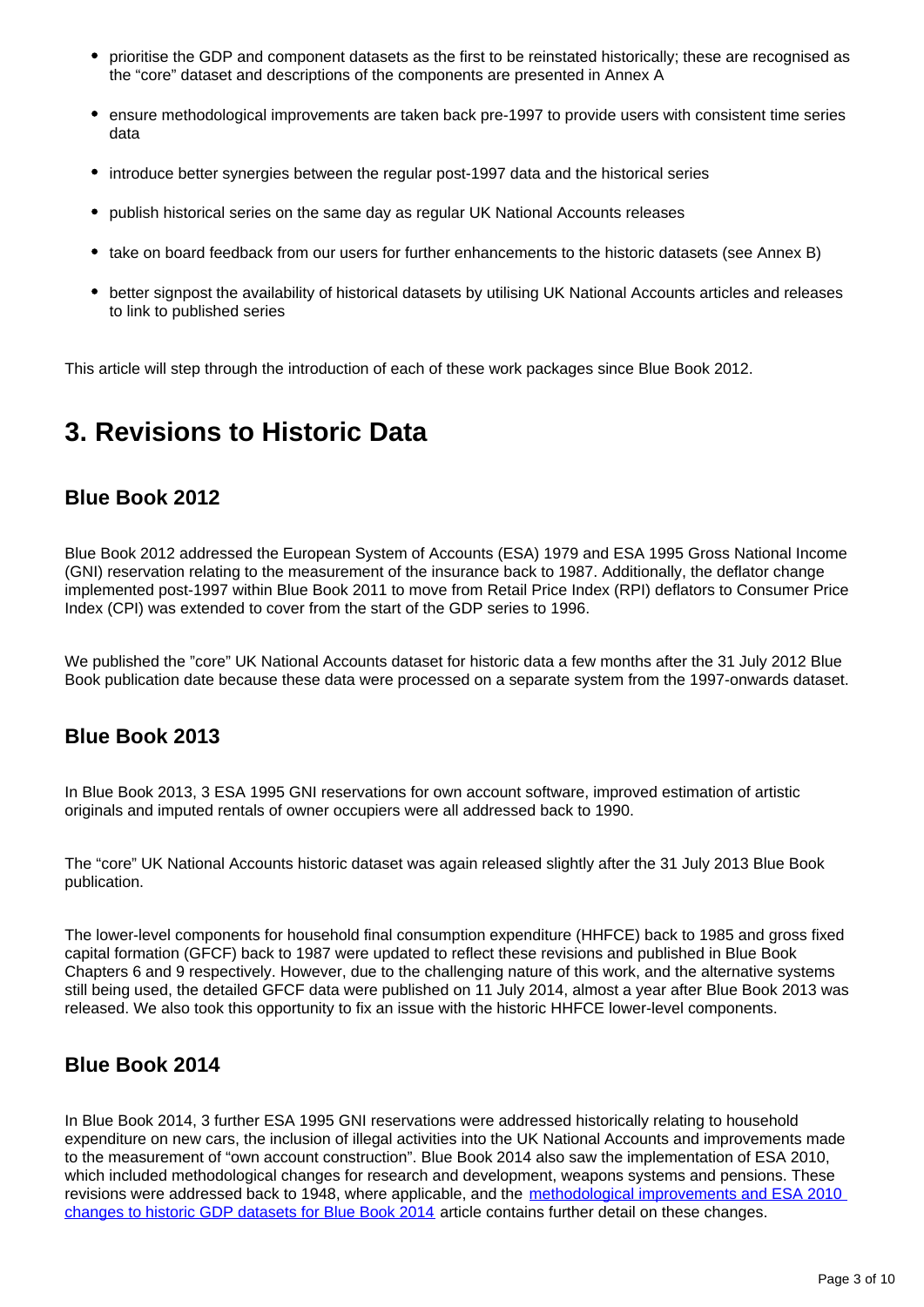- prioritise the GDP and component datasets as the first to be reinstated historically; these are recognised as the "core" dataset and descriptions of the components are presented in Annex A
- ensure methodological improvements are taken back pre-1997 to provide users with consistent time series data
- introduce better synergies between the regular post-1997 data and the historical series
- publish historical series on the same day as regular UK National Accounts releases
- take on board feedback from our users for further enhancements to the historic datasets (see Annex B)
- better signpost the availability of historical datasets by utilising UK National Accounts articles and releases to link to published series

This article will step through the introduction of each of these work packages since Blue Book 2012.

## 3. Revisions to Historic Data

### Blue Book 2012

Blue Book 2012 addressed the European System of Accounts (ESA) 1979 and ESA 1995 Gross National Income (GNI) reservation relating to the measurement of the insurance back to 1987. Additionally, the deflator change implemented post-1997 within Blue Book 2011 to move from Retail Price Index (RPI) deflators to Consumer Price Index (CPI) was extended to cover from the start of the GDP series to 1996.

We published the "core" UK National Accounts dataset for historic data a few months after the 31 July 2012 Blue Book publication date because these data were processed on a separate system from the 1997-onwards dataset.

### Blue Book 2013

In Blue Book 2013, 3 ESA 1995 GNI reservations for own account software, improved estimation of artistic originals and imputed rentals of owner occupiers were all addressed back to 1990.

The "core" UK National Accounts historic dataset was again released slightly after the 31 July 2013 Blue Book publication.

The lower-level components for household final consumption expenditure (HHFCE) back to 1985 and gross fixed capital formation (GFCF) back to 1987 were updated to reflect these revisions and published in Blue Book Chapters 6 and 9 respectively. However, due to the challenging nature of this work, and the alternative systems still being used, the detailed GFCF data were published on 11 July 2014, almost a year after Blue Book 2013 was released. We also took this opportunity to fix an issue with the historic HHFCE lower-level components.

### Blue Book 2014

In Blue Book 2014, 3 further ESA 1995 GNI reservations were addressed historically relating to household expenditure on new cars, the inclusion of illegal activities into the UK National Accounts and improvements made to the measurement of "own account construction". Blue Book 2014 also saw the implementation of ESA 2010, which included methodological changes for research and development, weapons systems and pensions. These revisions were addressed back to 1948, where applicable, and the methodological improvements and ESA 2010 changes to historic GDP datasets for Blue Book 2014 article contains further detail on these changes.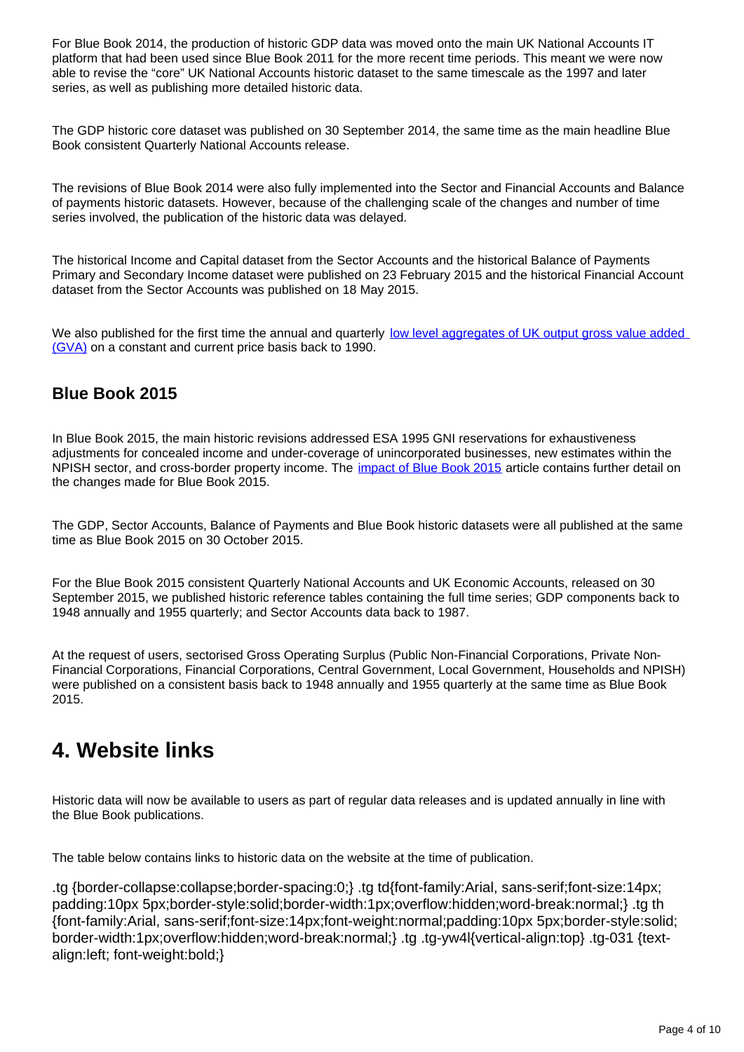For Blue Book 2014, the production of historic GDP data was moved onto the main UK National Accounts IT platform that had been used since Blue Book 2011 for the more recent time periods. This meant we were now able to revise the "core" UK National Accounts historic dataset to the same timescale as the 1997 and later series, as well as publishing more detailed historic data.

The GDP historic core dataset was published on 30 September 2014, the same time as the main headline Blue Book consistent Quarterly National Accounts release.

The revisions of Blue Book 2014 were also fully implemented into the Sector and Financial Accounts and Balance of payments historic datasets. However, because of the challenging scale of the changes and number of time series involved, the publication of the historic data was delayed.

The historical Income and Capital dataset from the Sector Accounts and the historical Balance of Payments Primary and Secondary Income dataset were published on 23 February 2015 and the historical Financial Account dataset from the Sector Accounts was published on 18 May 2015.

We also published for the first time the annual and quarterly low level aggregates of UK output gross value added (GVA) on a constant and current price basis back to 1990.

### Blue Book 2015

In Blue Book 2015, the main historic revisions addressed ESA 1995 GNI reservations for exhaustiveness adjustments for concealed income and under-coverage of unincorporated businesses, new estimates within the NPISH sector, and cross-border property income. The impact of Blue Book 2015 article contains further detail on the changes made for Blue Book 2015.

The GDP, Sector Accounts, Balance of Payments and Blue Book historic datasets were all published at the same time as Blue Book 2015 on 30 October 2015.

For the Blue Book 2015 consistent Quarterly National Accounts and UK Economic Accounts, released on 30 September 2015, we published historic reference tables containing the full time series; GDP components back to 1948 annually and 1955 quarterly; and Sector Accounts data back to 1987.

At the request of users, sectorised Gross Operating Surplus (Public Non-Financial Corporations, Private Non-Financial Corporations, Financial Corporations, Central Government, Local Government, Households and NPISH) were published on a consistent basis back to 1948 annually and 1955 quarterly at the same time as Blue Book 2015.

## 4. Website links

Historic data will now be available to users as part of regular data releases and is updated annually in line with the Blue Book publications.

The table below contains links to historic data on the website at the time of publication.

.tg {border-collapse:collapse;border-spacing:0;} .tg td{font-family:Arial, sans-serif;font-size:14px; padding:10px 5px;border-style:solid;border-width:1px;overflow:hidden;word-break:normal;} .tg th {font-family:Arial, sans-serif;font-size:14px;font-weight:normal;padding:10px 5px;border-style:solid; border-width:1px;overflow:hidden;word-break:normal;} .tg .tg-yw4l{vertical-align:top} .tg-031 {text-align:left; font-weight:bold;}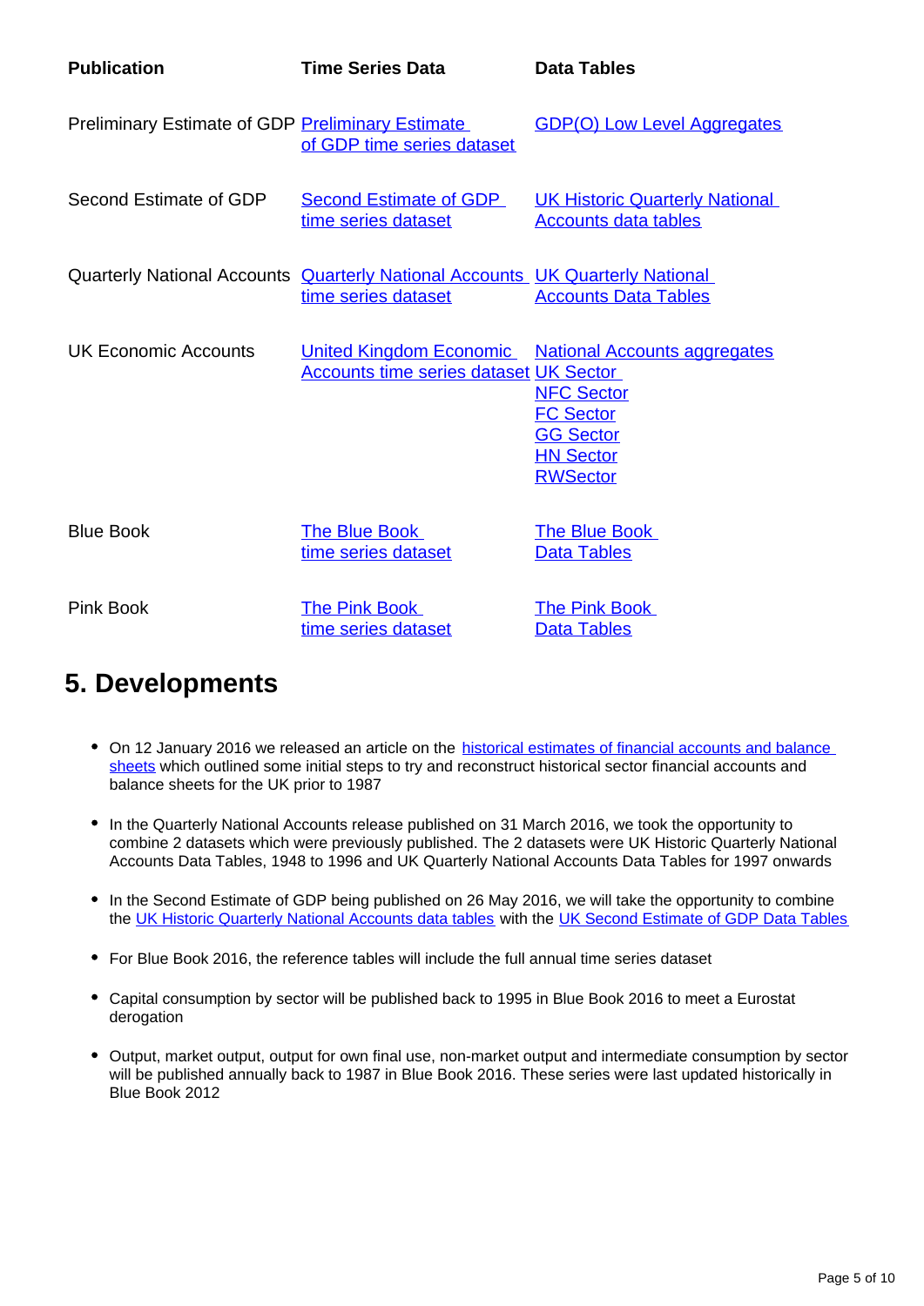| Publication | Time Series Data | Data Tables |
|---|---|---|
| Preliminary Estimate of GDP | Preliminary Estimate of GDP time series dataset | GDP(O) Low Level Aggregates |
| Second Estimate of GDP | Second Estimate of GDP time series dataset | UK Historic Quarterly National Accounts data tables |
| Quarterly National Accounts | Quarterly National Accounts time series dataset | UK Quarterly National Accounts Data Tables |
| UK Economic Accounts | United Kingdom Economic Accounts time series dataset | National Accounts aggregates<br>UK Sector<br>NFC Sector<br>FC Sector<br>GG Sector<br>HN Sector<br>RWSector |
| Blue Book | The Blue Book time series dataset | The Blue Book Data Tables |
| Pink Book | The Pink Book time series dataset | The Pink Book Data Tables |

## 5. Developments

- On 12 January 2016 we released an article on the historical estimates of financial accounts and balance sheets which outlined some initial steps to try and reconstruct historical sector financial accounts and balance sheets for the UK prior to 1987
- In the Quarterly National Accounts release published on 31 March 2016, we took the opportunity to combine 2 datasets which were previously published. The 2 datasets were UK Historic Quarterly National Accounts Data Tables, 1948 to 1996 and UK Quarterly National Accounts Data Tables for 1997 onwards
- In the Second Estimate of GDP being published on 26 May 2016, we will take the opportunity to combine the UK Historic Quarterly National Accounts data tables with the UK Second Estimate of GDP Data Tables
- For Blue Book 2016, the reference tables will include the full annual time series dataset
- Capital consumption by sector will be published back to 1995 in Blue Book 2016 to meet a Eurostat derogation
- Output, market output, output for own final use, non-market output and intermediate consumption by sector will be published annually back to 1987 in Blue Book 2016. These series were last updated historically in Blue Book 2012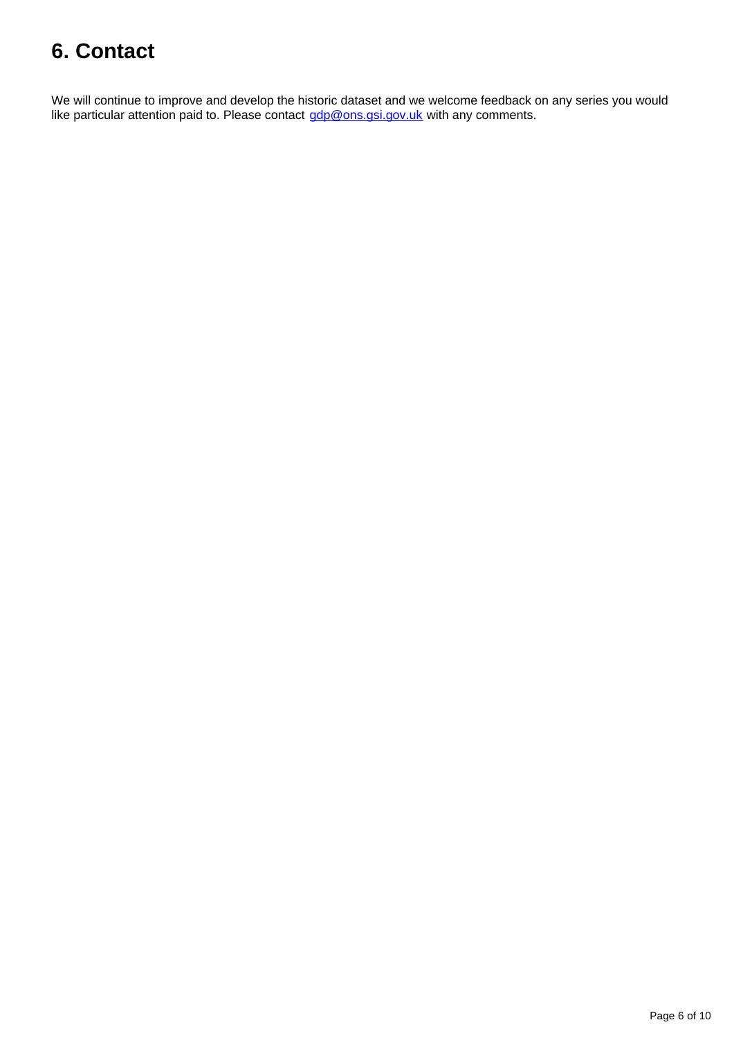## 6. Contact

We will continue to improve and develop the historic dataset and we welcome feedback on any series you would like particular attention paid to. Please contact [gdp@ons.gsi.gov.uk](mailto:gdp@ons.gsi.gov.uk) with any comments.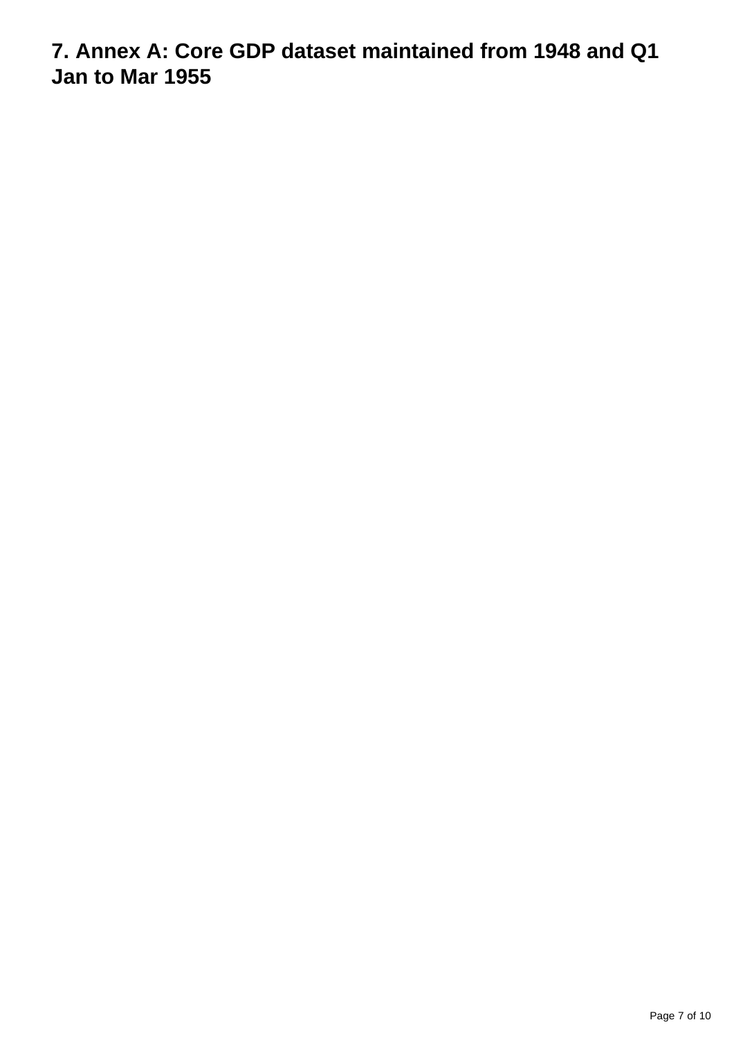## 7. Annex A: Core GDP dataset maintained from 1948 and Q1 Jan to Mar 1955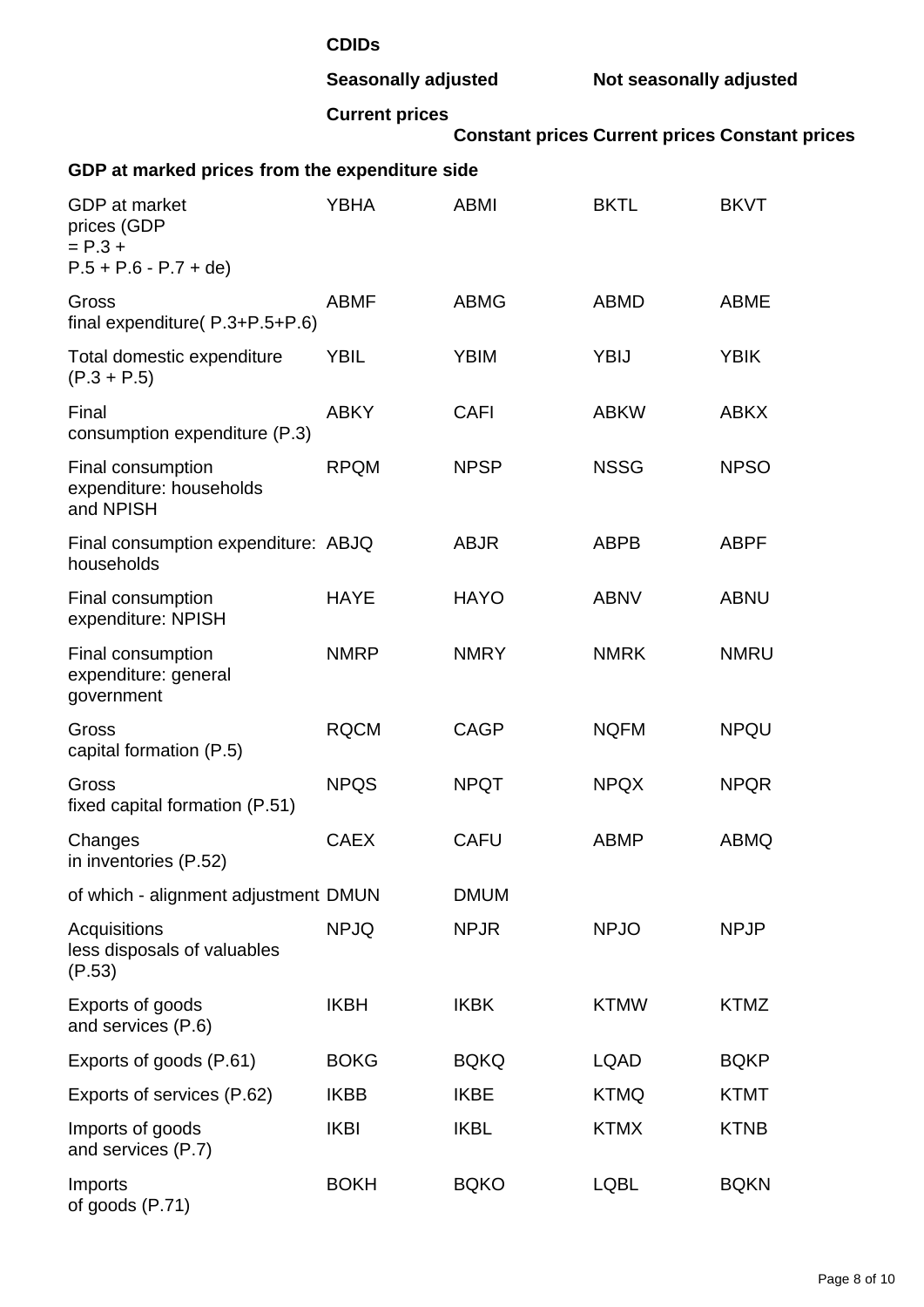| | CDIDs | | | |
|---|---|---|---|---|
| | Seasonally adjusted | | Not seasonally adjusted | |
| | Current prices | Constant prices | Current prices | Constant prices |
| **GDP at marked prices from the expenditure side** | | | | |
| GDP at market prices (GDP = P.3 + P.5 + P.6 - P.7 + de) | YBHA | ABMI | BKTL | BKVT |
| Gross final expenditure( P.3+P.5+P.6) | ABMF | ABMG | ABMD | ABME |
| Total domestic expenditure (P.3 + P.5) | YBIL | YBIM | YBIJ | YBIK |
| Final consumption expenditure (P.3) | ABKY | CAFI | ABKW | ABKX |
| Final consumption expenditure: households and NPISH | RPQM | NPSP | NSSG | NPSO |
| Final consumption expenditure: households | ABJQ | ABJR | ABPB | ABPF |
| Final consumption expenditure: NPISH | HAYE | HAYO | ABNV | ABNU |
| Final consumption expenditure: general government | NMRP | NMRY | NMRK | NMRU |
| Gross capital formation (P.5) | RQCM | CAGP | NQFM | NPQU |
| Gross fixed capital formation (P.51) | NPQS | NPQT | NPQX | NPQR |
| Changes in inventories (P.52) | CAEX | CAFU | ABMP | ABMQ |
| of which - alignment adjustment | DMUN | DMUM | | |
| Acquisitions less disposals of valuables (P.53) | NPJQ | NPJR | NPJO | NPJP |
| Exports of goods and services (P.6) | IKBH | IKBK | KTMW | KTMZ |
| Exports of goods (P.61) | BOKG | BQKQ | LQAD | BQKP |
| Exports of services (P.62) | IKBB | IKBE | KTMQ | KTMT |
| Imports of goods and services (P.7) | IKBI | IKBL | KTMX | KTNB |
| Imports of goods (P.71) | BOKH | BQKO | LQBL | BQKN |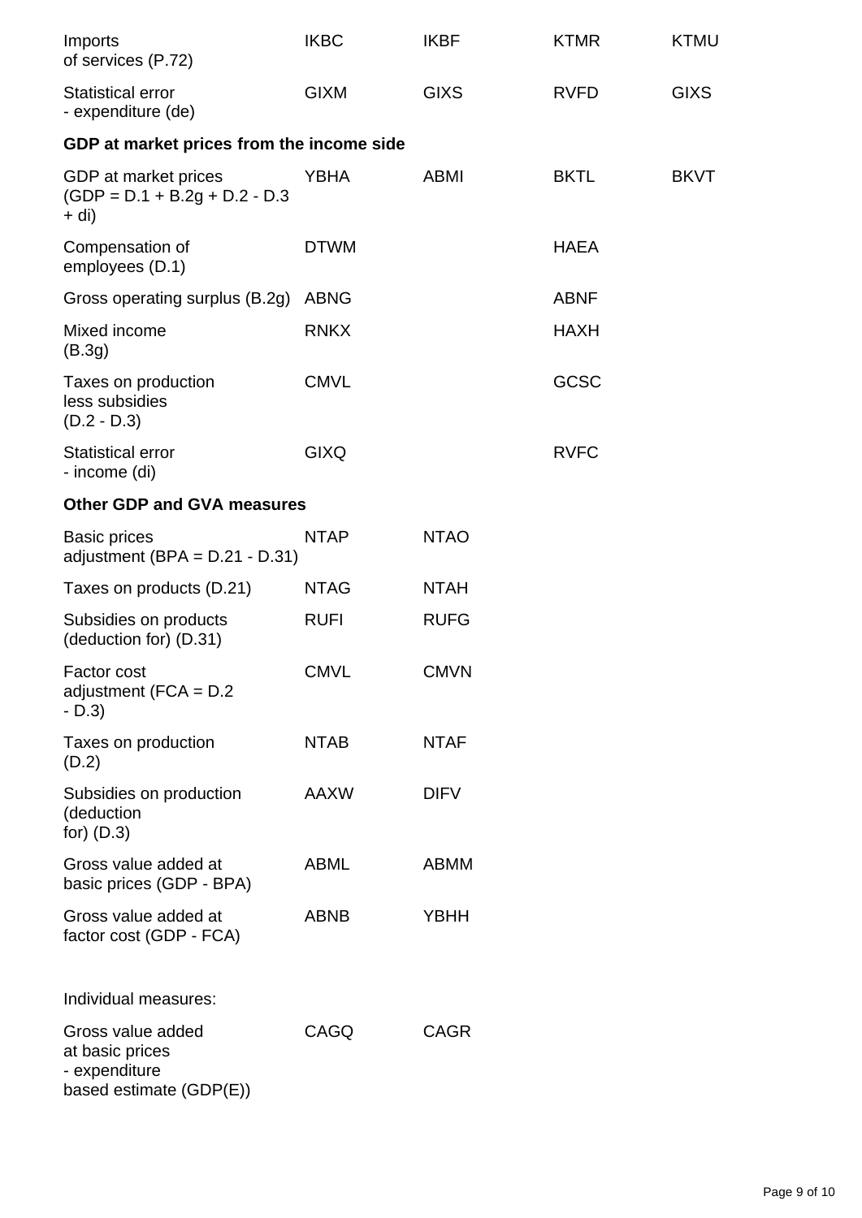| | | | | |
|---|---|---|---|---|
| Imports of services (P.72) | IKBC | IKBF | KTMR | KTMU |
| Statistical error - expenditure (de) | GIXM | GIXS | RVFD | GIXS |
| **GDP at market prices from the income side** | | | | |
| GDP at market prices (GDP = D.1 + B.2g + D.2 - D.3 + di) | YBHA | ABMI | BKTL | BKVT |
| Compensation of employees (D.1) | DTWM | | HAEA | |
| Gross operating surplus (B.2g) | ABNG | | ABNF | |
| Mixed income (B.3g) | RNKX | | HAXH | |
| Taxes on production less subsidies (D.2 - D.3) | CMVL | | GCSC | |
| Statistical error - income (di) | GIXQ | | RVFC | |
| **Other GDP and GVA measures** | | | | |
| Basic prices adjustment (BPA = D.21 - D.31) | NTAP | NTAO | | |
| Taxes on products (D.21) | NTAG | NTAH | | |
| Subsidies on products (deduction for) (D.31) | RUFI | RUFG | | |
| Factor cost adjustment (FCA = D.2 - D.3) | CMVL | CMVN | | |
| Taxes on production (D.2) | NTAB | NTAF | | |
| Subsidies on production (deduction for) (D.3) | AAXW | DIFV | | |
| Gross value added at basic prices (GDP - BPA) | ABML | ABMM | | |
| Gross value added at factor cost (GDP - FCA) | ABNB | YBHH | | |
| Individual measures: | | | | |
| Gross value added at basic prices - expenditure based estimate (GDP(E)) | CAGQ | CAGR | | |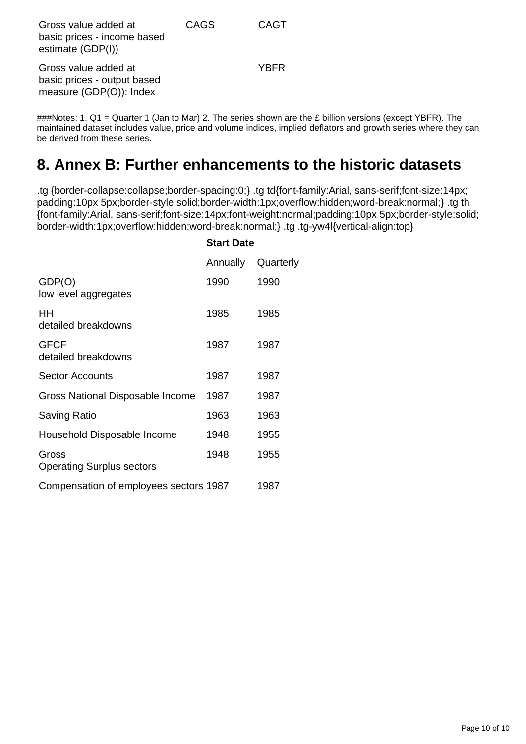| | | |
|---|---|---|
| Gross value added at basic prices - income based estimate (GDP(I)) | CAGS | CAGT |
| Gross value added at basic prices - output based measure (GDP(O)): Index | | YBFR |

###Notes: 1. Q1 = Quarter 1 (Jan to Mar) 2. The series shown are the £ billion versions (except YBFR). The maintained dataset includes value, price and volume indices, implied deflators and growth series where they can be derived from these series.

## 8. Annex B: Further enhancements to the historic datasets

.tg {border-collapse:collapse;border-spacing:0;} .tg td{font-family:Arial, sans-serif;font-size:14px; padding:10px 5px;border-style:solid;border-width:1px;overflow:hidden;word-break:normal;} .tg th {font-family:Arial, sans-serif;font-size:14px;font-weight:normal;padding:10px 5px;border-style:solid; border-width:1px;overflow:hidden;word-break:normal;} .tg .tg-yw4l{vertical-align:top}

| | **Start Date** | |
|---|---|---|
| | Annually | Quarterly |
| GDP(O) low level aggregates | 1990 | 1990 |
| HH detailed breakdowns | 1985 | 1985 |
| GFCF detailed breakdowns | 1987 | 1987 |
| Sector Accounts | 1987 | 1987 |
| Gross National Disposable Income | 1987 | 1987 |
| Saving Ratio | 1963 | 1963 |
| Household Disposable Income | 1948 | 1955 |
| Gross Operating Surplus sectors | 1948 | 1955 |
| Compensation of employees sectors | 1987 | 1987 |